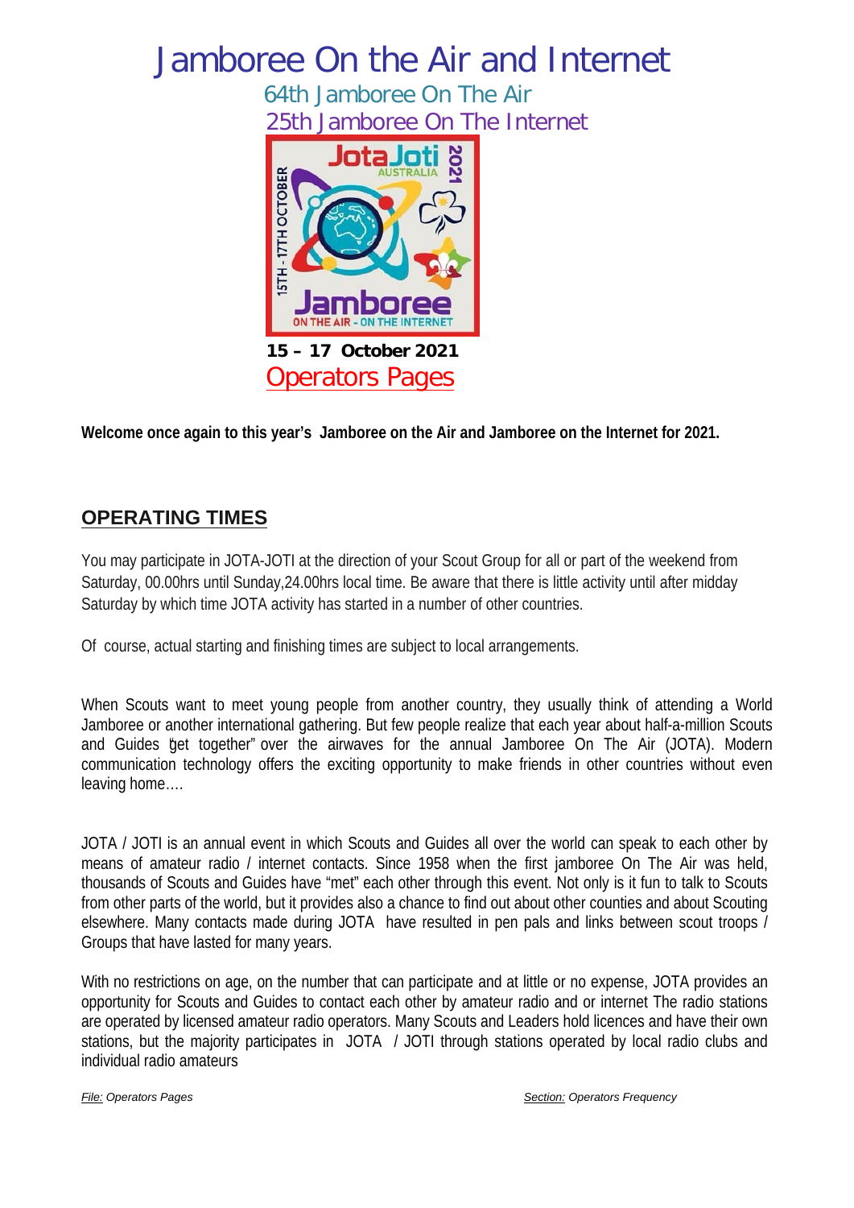# Jamboree On the Air and Internet

## 64th Jamboree On The Air

## 25th Jamboree On The Internet

**15 – 17 October 2021**

Operators Pages

**Welcome once again to this year's Jamboree on the Air and Jamboree on the Internet for 2021.**

## OPERATING TIMES

You may participate in JOTA-JOTI at the direction of your Scout Group for all or part of the weekend from Saturday, 00.00hrs until Sunday,24.00hrs local time. Be aware that there is little activity until after midday Saturday by which time JOTA activity has started in a number of other countries.

Of course, actual starting and finishing times are subject to local arrangements.

When Scouts want to meet young people from another country, they usually think of attending a World Jamboree or another international gathering. But few people realize that each year about half-a-million Scouts and Guides "get together" over the airwaves for the annual Jamboree On The Air (JOTA). Modern communication technology offers the exciting opportunity to make friends in other countries without even leaving home….

JOTA / JOTI is an annual event in which Scouts and Guides all over the world can speak to each other by means of amateur radio / internet contacts. Since 1958 when the first jamboree On The Air was held, thousands of Scouts and Guides have "met" each other through this event. Not only is it fun to talk to Scouts from other parts of the world, but it provides also a chance to find out about other counties and about Scouting elsewhere. Many contacts made during JOTA have resulted in pen pals and links between scout troops / Groups that have lasted for many years.

With no restrictions on age, on the number that can participate and at little or no expense, JOTA provides an opportunity for Scouts and Guides to contact each other by amateur radio and or internet The radio stations are operated by licensed amateur radio operators. Many Scouts and Leaders hold licences and have their own stations, but the majority participates in JOTA / JOTI through stations operated by local radio clubs and individual radio amateurs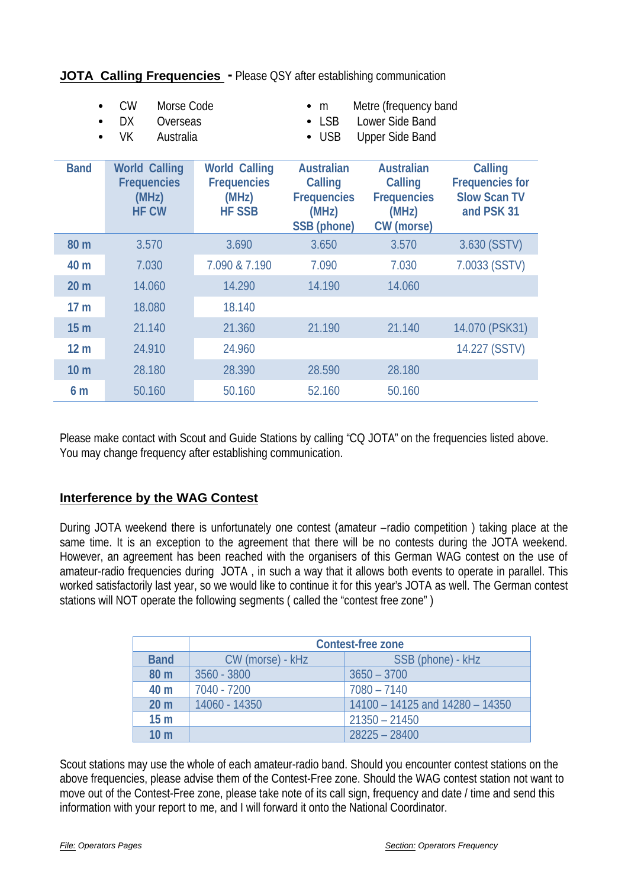**JOTA Calling Frequencies - Please QSY after establishing communication**

- CW Morse Code
- DX Overseas
- VK Australia
- m Metre (frequency band
- LSB Lower Side Band
- USB Upper Side Band

| Band | World Calling Frequencies (MHz) HF CW | World Calling Frequencies (MHz) HF SSB | Australian Calling Frequencies (MHz) SSB (phone) | Australian Calling Frequencies (MHz) CW (morse) | Calling Frequencies for Slow Scan TV and PSK 31 |
|---|---|---|---|---|---|
| 80 m | 3.570 | 3.690 | 3.650 | 3.570 | 3.630 (SSTV) |
| 40 m | 7.030 | 7.090 & 7.190 | 7.090 | 7.030 | 7.0033 (SSTV) |
| 20 m | 14.060 | 14.290 | 14.190 | 14.060 | |
| 17 m | 18.080 | 18.140 | | | |
| 15 m | 21.140 | 21.360 | 21.190 | 21.140 | 14.070 (PSK31) |
| 12 m | 24.910 | 24.960 | | | 14.227 (SSTV) |
| 10 m | 28.180 | 28.390 | 28.590 | 28.180 | |
| 6 m | 50.160 | 50.160 | 52.160 | 50.160 | |

Please make contact with Scout and Guide Stations by calling "CQ JOTA" on the frequencies listed above. You may change frequency after establishing communication.

## Interference by the WAG Contest

During JOTA weekend there is unfortunately one contest (amateur –radio competition ) taking place at the same time. It is an exception to the agreement that there will be no contests during the JOTA weekend. However, an agreement has been reached with the organisers of this German WAG contest on the use of amateur-radio frequencies during JOTA , in such a way that it allows both events to operate in parallel. This worked satisfactorily last year, so we would like to continue it for this year's JOTA as well. The German contest stations will NOT operate the following segments ( called the "contest free zone" )

| | Contest-free zone | |
|---|---|---|
| **Band** | CW (morse) - kHz | SSB (phone) - kHz |
| **80 m** | 3560 - 3800 | 3650 – 3700 |
| **40 m** | 7040 - 7200 | 7080 – 7140 |
| **20 m** | 14060 - 14350 | 14100 – 14125 and 14280 – 14350 |
| **15 m** | | 21350 – 21450 |
| **10 m** | | 28225 – 28400 |

Scout stations may use the whole of each amateur-radio band. Should you encounter contest stations on the above frequencies, please advise them of the Contest-Free zone. Should the WAG contest station not want to move out of the Contest-Free zone, please take note of its call sign, frequency and date / time and send this information with your report to me, and I will forward it onto the National Coordinator.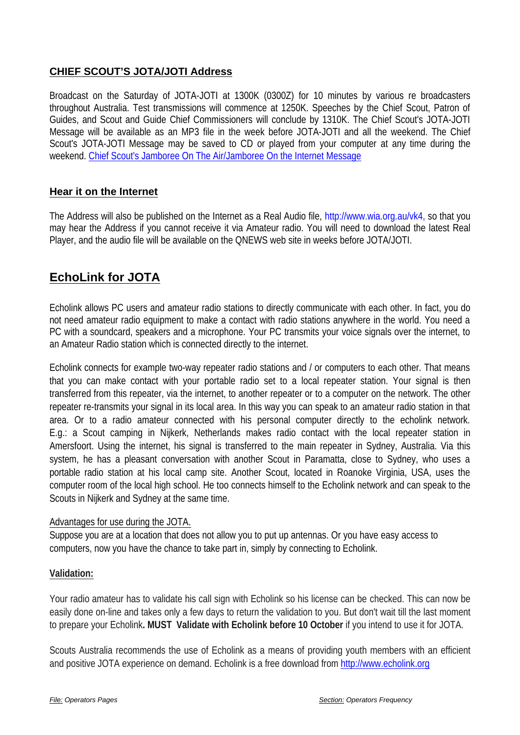## CHIEF SCOUT'S JOTA/JOTI Address

Broadcast on the Saturday of JOTA-JOTI at 1300K (0300Z) for 10 minutes by various re broadcasters throughout Australia. Test transmissions will commence at 1250K. Speeches by the Chief Scout, Patron of Guides, and Scout and Guide Chief Commissioners will conclude by 1310K. The Chief Scout's JOTA-JOTI Message will be available as an MP3 file in the week before JOTA-JOTI and all the weekend. The Chief Scout's JOTA-JOTI Message may be saved to CD or played from your computer at any time during the weekend. Chief Scout's Jamboree On The Air/Jamboree On the Internet Message

## Hear it on the Internet

The Address will also be published on the Internet as a Real Audio file, http://www.wia.org.au/vk4, so that you may hear the Address if you cannot receive it via Amateur radio. You will need to download the latest Real Player, and the audio file will be available on the QNEWS web site in weeks before JOTA/JOTI.

# EchoLink for JOTA

Echolink allows PC users and amateur radio stations to directly communicate with each other. In fact, you do not need amateur radio equipment to make a contact with radio stations anywhere in the world. You need a PC with a soundcard, speakers and a microphone. Your PC transmits your voice signals over the internet, to an Amateur Radio station which is connected directly to the internet.

Echolink connects for example two-way repeater radio stations and / or computers to each other. That means that you can make contact with your portable radio set to a local repeater station. Your signal is then transferred from this repeater, via the internet, to another repeater or to a computer on the network. The other repeater re-transmits your signal in its local area. In this way you can speak to an amateur radio station in that area. Or to a radio amateur connected with his personal computer directly to the echolink network. E.g.: a Scout camping in Nijkerk, Netherlands makes radio contact with the local repeater station in Amersfoort. Using the internet, his signal is transferred to the main repeater in Sydney, Australia. Via this system, he has a pleasant conversation with another Scout in Paramatta, close to Sydney, who uses a portable radio station at his local camp site. Another Scout, located in Roanoke Virginia, USA, uses the computer room of the local high school. He too connects himself to the Echolink network and can speak to the Scouts in Nijkerk and Sydney at the same time.

Advantages for use during the JOTA.
Suppose you are at a location that does not allow you to put up antennas. Or you have easy access to computers, now you have the chance to take part in, simply by connecting to Echolink.

**Validation:**

Your radio amateur has to validate his call sign with Echolink so his license can be checked. This can now be easily done on-line and takes only a few days to return the validation to you. But don't wait till the last moment to prepare your Echolink**. MUST Validate with Echolink before 10 October** if you intend to use it for JOTA.

Scouts Australia recommends the use of Echolink as a means of providing youth members with an efficient and positive JOTA experience on demand. Echolink is a free download from http://www.echolink.org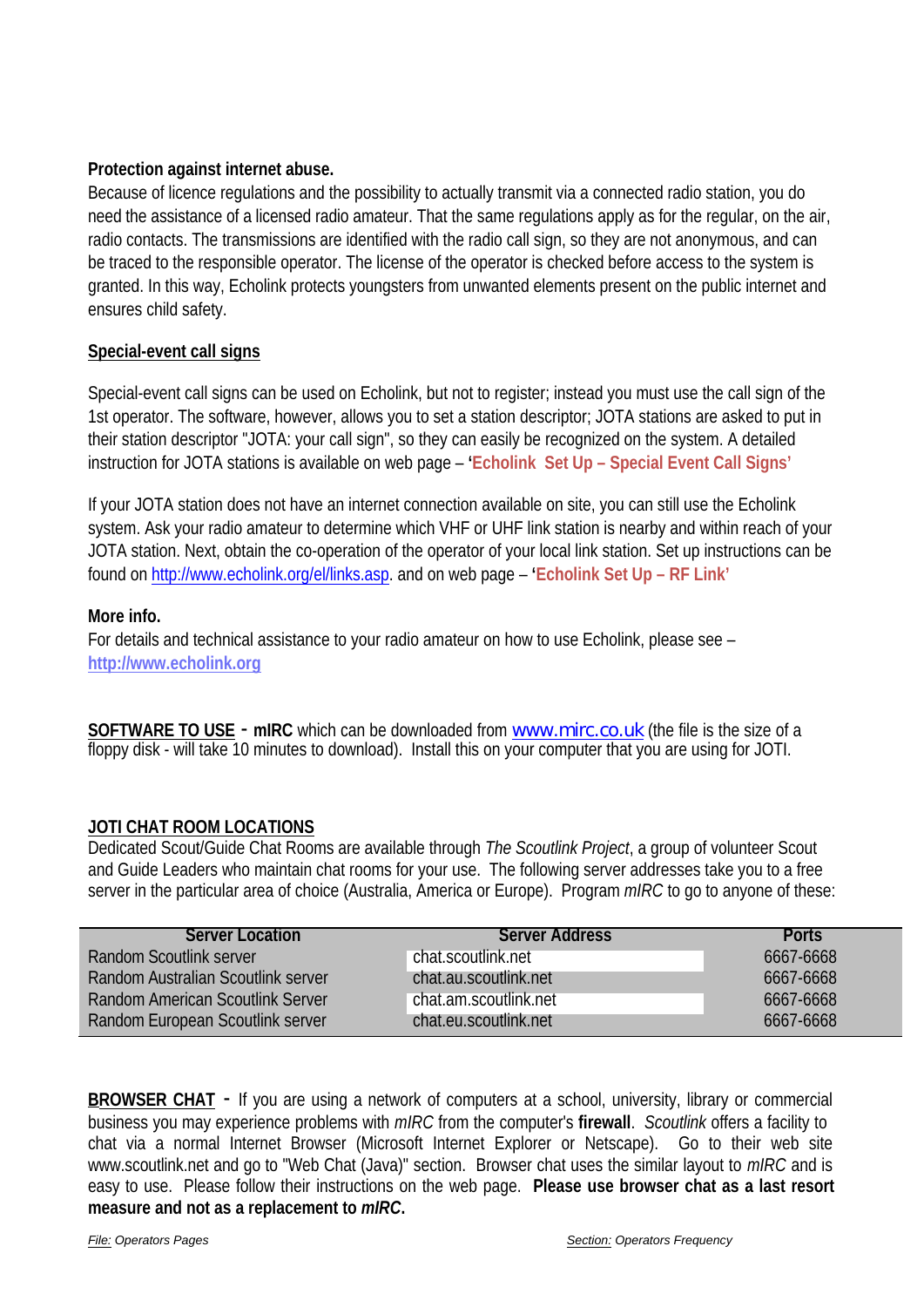**Protection against internet abuse.**
Because of licence regulations and the possibility to actually transmit via a connected radio station, you do need the assistance of a licensed radio amateur. That the same regulations apply as for the regular, on the air, radio contacts. The transmissions are identified with the radio call sign, so they are not anonymous, and can be traced to the responsible operator. The license of the operator is checked before access to the system is granted. In this way, Echolink protects youngsters from unwanted elements present on the public internet and ensures child safety.

**Special-event call signs**

Special-event call signs can be used on Echolink, but not to register; instead you must use the call sign of the 1st operator. The software, however, allows you to set a station descriptor; JOTA stations are asked to put in their station descriptor "JOTA: your call sign", so they can easily be recognized on the system. A detailed instruction for JOTA stations is available on web page – **'Echolink Set Up – Special Event Call Signs'**

If your JOTA station does not have an internet connection available on site, you can still use the Echolink system. Ask your radio amateur to determine which VHF or UHF link station is nearby and within reach of your JOTA station. Next, obtain the co-operation of the operator of your local link station. Set up instructions can be found on http://www.echolink.org/el/links.asp. and on web page – **'Echolink Set Up – RF Link'**

**More info.**
For details and technical assistance to your radio amateur on how to use Echolink, please see – **http://www.echolink.org**

**SOFTWARE TO USE** - **mIRC** which can be downloaded from www.mirc.co.uk (the file is the size of a floppy disk - will take 10 minutes to download). Install this on your computer that you are using for JOTI.

**JOTI CHAT ROOM LOCATIONS**
Dedicated Scout/Guide Chat Rooms are available through *The Scoutlink Project*, a group of volunteer Scout and Guide Leaders who maintain chat rooms for your use. The following server addresses take you to a free server in the particular area of choice (Australia, America or Europe). Program *mIRC* to go to anyone of these:

| Server Location | Server Address | Ports |
|---|---|---|
| Random Scoutlink server | chat.scoutlink.net | 6667-6668 |
| Random Australian Scoutlink server | chat.au.scoutlink.net | 6667-6668 |
| Random American Scoutlink Server | chat.am.scoutlink.net | 6667-6668 |
| Random European Scoutlink server | chat.eu.scoutlink.net | 6667-6668 |

**BROWSER CHAT** - If you are using a network of computers at a school, university, library or commercial business you may experience problems with *mIRC* from the computer's **firewall**. *Scoutlink* offers a facility to chat via a normal Internet Browser (Microsoft Internet Explorer or Netscape). Go to their web site www.scoutlink.net and go to "Web Chat (Java)" section. Browser chat uses the similar layout to *mIRC* and is easy to use. Please follow their instructions on the web page. **Please use browser chat as a last resort measure and not as a replacement to *mIRC*.**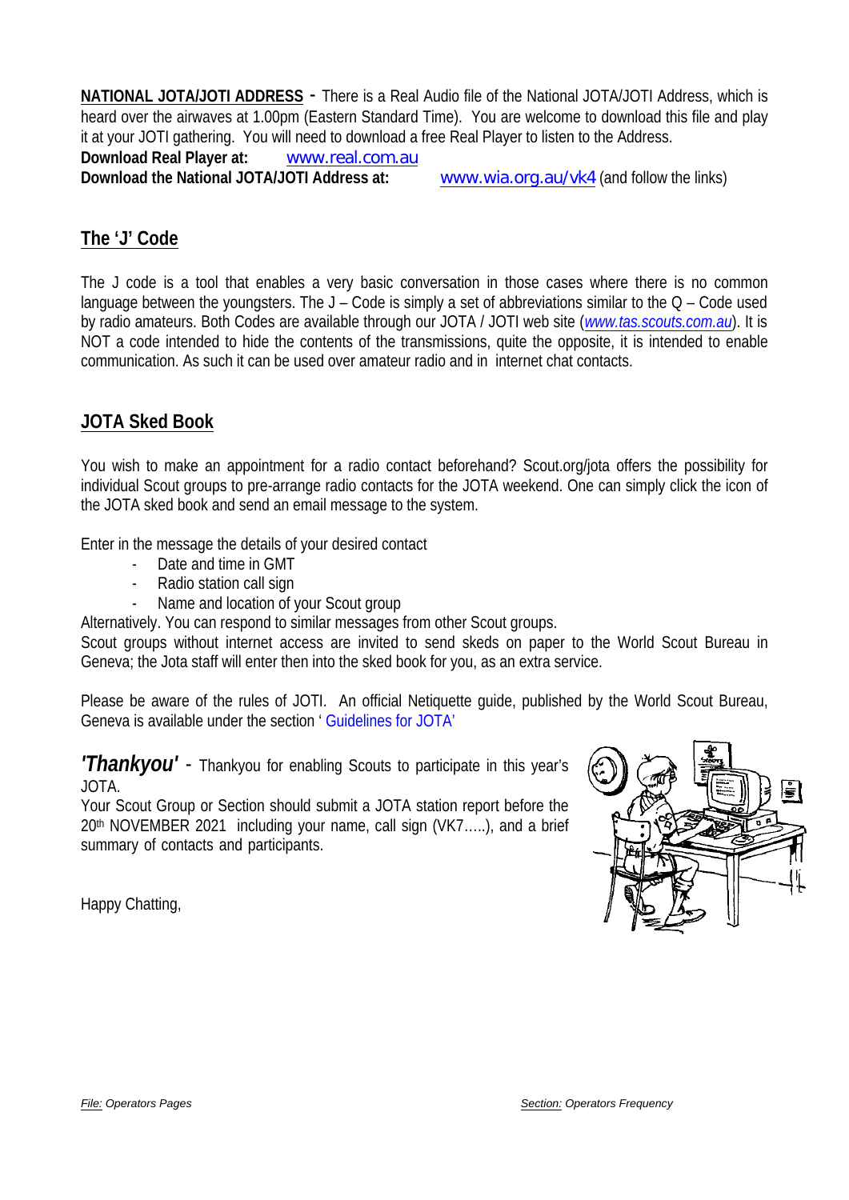**NATIONAL JOTA/JOTI ADDRESS** - There is a Real Audio file of the National JOTA/JOTI Address, which is heard over the airwaves at 1.00pm (Eastern Standard Time). You are welcome to download this file and play it at your JOTI gathering. You will need to download a free Real Player to listen to the Address.

**Download Real Player at:** www.real.com.au

**Download the National JOTA/JOTI Address at:** www.wia.org.au/vk4 (and follow the links)

## The 'J' Code

The J code is a tool that enables a very basic conversation in those cases where there is no common language between the youngsters. The J – Code is simply a set of abbreviations similar to the Q – Code used by radio amateurs. Both Codes are available through our JOTA / JOTI web site (*www.tas.scouts.com.au*). It is NOT a code intended to hide the contents of the transmissions, quite the opposite, it is intended to enable communication. As such it can be used over amateur radio and in internet chat contacts.

## JOTA Sked Book

You wish to make an appointment for a radio contact beforehand? Scout.org/jota offers the possibility for individual Scout groups to pre-arrange radio contacts for the JOTA weekend. One can simply click the icon of the JOTA sked book and send an email message to the system.

Enter in the message the details of your desired contact

- Date and time in GMT
- Radio station call sign
- Name and location of your Scout group

Alternatively. You can respond to similar messages from other Scout groups.

Scout groups without internet access are invited to send skeds on paper to the World Scout Bureau in Geneva; the Jota staff will enter then into the sked book for you, as an extra service.

Please be aware of the rules of JOTI. An official Netiquette guide, published by the World Scout Bureau, Geneva is available under the section ' Guidelines for JOTA'

***'Thankyou'*** - Thankyou for enabling Scouts to participate in this year's JOTA.

Your Scout Group or Section should submit a JOTA station report before the 20th NOVEMBER 2021 including your name, call sign (VK7…..), and a brief summary of contacts and participants.

Happy Chatting,